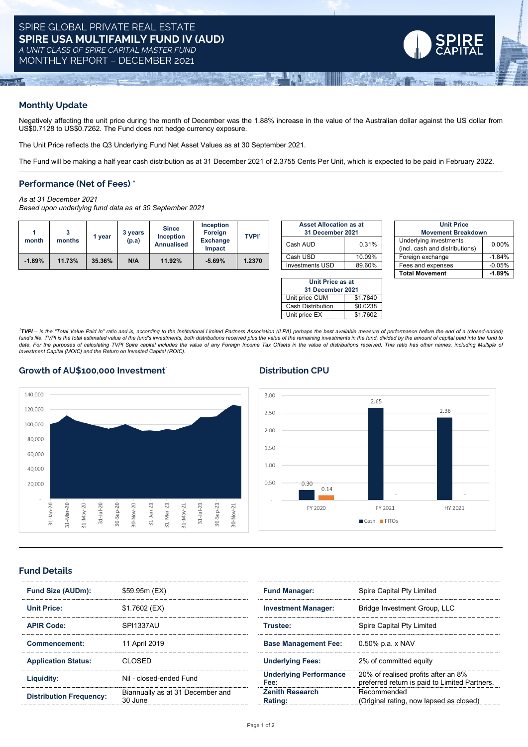# SPIRE GLOBAL PRIVATE REAL ESTATE
# SPIRE USA MULTIFAMILY FUND IV (AUD)
*A UNIT CLASS OF SPIRE CAPITAL MASTER FUND*
MONTHLY REPORT – DECEMBER 2021

## Monthly Update

Negatively affecting the unit price during the month of December was the 1.88% increase in the value of the Australian dollar against the US dollar from US$0.7128 to US$0.7262. The Fund does not hedge currency exposure.

The Unit Price reflects the Q3 Underlying Fund Net Asset Values as at 30 September 2021.

The Fund will be making a half year cash distribution as at 31 December 2021 of 2.3755 Cents Per Unit, which is expected to be paid in February 2022.

## Performance (Net of Fees) *

*As at 31 December 2021*
*Based upon underlying fund data as at 30 September 2021*

| 1 month | 3 months | 1 year | 3 years (p.a) | Since Inception Annualised | Inception Foreign Exchange Impact | TVPI[1] |
|---|---|---|---|---|---|---|
| -1.89% | 11.73% | 35.36% | N/A | 11.92% | -5.69% | 1.2370 |

| Asset Allocation as at 31 December 2021 | |
|---|---|
| Cash AUD | 0.31% |
| Cash USD | 10.09% |
| Investments USD | 89.60% |

| Unit Price as at 31 December 2021 | |
|---|---|
| Unit price CUM | $1.7840 |
| Cash Distribution | $0.0238 |
| Unit price EX | $1.7602 |

| Unit Price Movement Breakdown | |
|---|---|
| Underlying investments (incl. cash and distributions) | 0.00% |
| Foreign exchange | -1.84% |
| Fees and expenses | -0.05% |
| **Total Movement** | **-1.89%** |

[1]*TVPI – is the "Total Value Paid In" ratio and is, according to the Institutional Limited Partners Association (ILPA) perhaps the best available measure of performance before the end of a (closed-ended) fund's life. TVPI is the total estimated value of the fund's investments, both distributions received plus the value of the remaining investments in the fund, divided by the amount of capital paid into the fund to date. For the purposes of calculating TVPI Spire capital includes the value of any Foreign Income Tax Offsets in the value of distributions received. This ratio has other names, including Multiple of Investment Capital (MOIC) and the Return on Invested Capital (ROIC).*

## Growth of AU$100,000 Investment*

## Distribution CPU

| | FY 2020 | FY 2021 | HY 2021 |
|---|---|---|---|
| Cash | 0.30 | 2.65 | 2.38 |
| FITOs | 0.14 | - | - |

## Fund Details

| | |
|---|---|
| **Fund Size (AUDm):** | $59.95m (EX) |
| **Unit Price:** | $1.7602 (EX) |
| **APIR Code:** | SPI1337AU |
| **Commencement:** | 11 April 2019 |
| **Application Status:** | CLOSED |
| **Liquidity:** | Nil - closed-ended Fund |
| **Distribution Frequency:** | Biannually as at 31 December and 30 June |

| | |
|---|---|
| **Fund Manager:** | Spire Capital Pty Limited |
| **Investment Manager:** | Bridge Investment Group, LLC |
| **Trustee:** | Spire Capital Pty Limited |
| **Base Management Fee:** | 0.50% p.a. x NAV |
| **Underlying Fees:** | 2% of committed equity |
| **Underlying Performance Fee:** | 20% of realised profits after an 8% preferred return is paid to Limited Partners. |
| **Zenith Research Rating:** | Recommended (Original rating, now lapsed as closed) |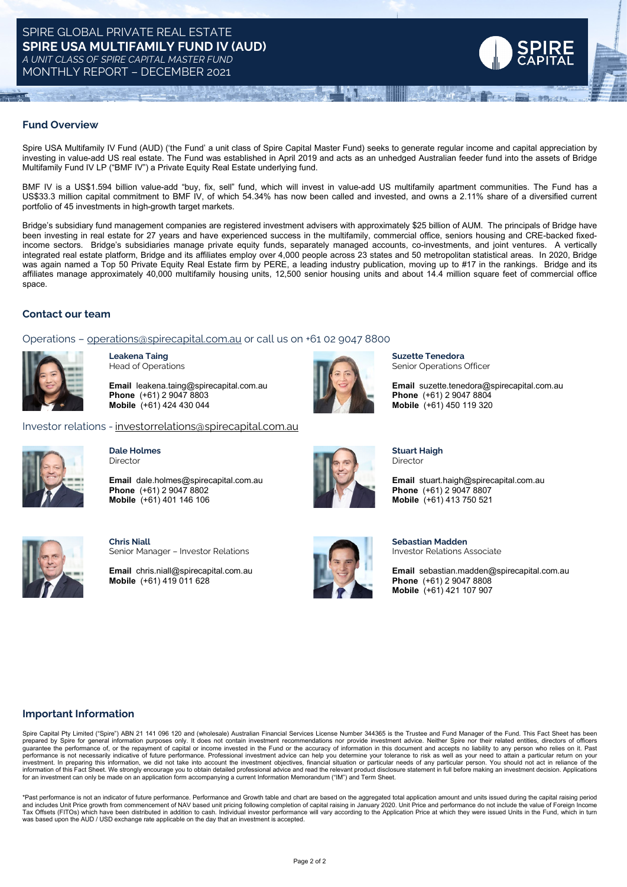# SPIRE GLOBAL PRIVATE REAL ESTATE

**SPIRE USA MULTIFAMILY FUND IV (AUD)**

*A UNIT CLASS OF SPIRE CAPITAL MASTER FUND*

MONTHLY REPORT – DECEMBER 2021

## Fund Overview

Spire USA Multifamily IV Fund (AUD) ('the Fund' a unit class of Spire Capital Master Fund) seeks to generate regular income and capital appreciation by investing in value-add US real estate. The Fund was established in April 2019 and acts as an unhedged Australian feeder fund into the assets of Bridge Multifamily Fund IV LP ("BMF IV") a Private Equity Real Estate underlying fund.

BMF IV is a US$1.594 billion value-add "buy, fix, sell" fund, which will invest in value-add US multifamily apartment communities. The Fund has a US$33.3 million capital commitment to BMF IV, of which 54.34% has now been called and invested, and owns a 2.11% share of a diversified current portfolio of 45 investments in high-growth target markets.

Bridge's subsidiary fund management companies are registered investment advisers with approximately $25 billion of AUM. The principals of Bridge have been investing in real estate for 27 years and have experienced success in the multifamily, commercial office, seniors housing and CRE-backed fixed-income sectors. Bridge's subsidiaries manage private equity funds, separately managed accounts, co-investments, and joint ventures. A vertically integrated real estate platform, Bridge and its affiliates employ over 4,000 people across 23 states and 50 metropolitan statistical areas. In 2020, Bridge was again named a Top 50 Private Equity Real Estate firm by PERE, a leading industry publication, moving up to #17 in the rankings. Bridge and its affiliates manage approximately 40,000 multifamily housing units, 12,500 senior housing units and about 14.4 million square feet of commercial office space.

## Contact our team

### Operations – operations@spirecapital.com.au or call us on +61 02 9047 8800

**Leakena Taing**
Head of Operations

**Email** leakena.taing@spirecapital.com.au
**Phone** (+61) 2 9047 8803
**Mobile** (+61) 424 430 044

**Suzette Tenedora**
Senior Operations Officer

**Email** suzette.tenedora@spirecapital.com.au
**Phone** (+61) 2 9047 8804
**Mobile** (+61) 450 119 320

### Investor relations - investorrelations@spirecapital.com.au

**Dale Holmes**
Director

**Email** dale.holmes@spirecapital.com.au
**Phone** (+61) 2 9047 8802
**Mobile** (+61) 401 146 106

**Stuart Haigh**
Director

**Email** stuart.haigh@spirecapital.com.au
**Phone** (+61) 2 9047 8807
**Mobile** (+61) 413 750 521

**Chris Niall**
Senior Manager – Investor Relations

**Email** chris.niall@spirecapital.com.au
**Mobile** (+61) 419 011 628

**Sebastian Madden**
Investor Relations Associate

**Email** sebastian.madden@spirecapital.com.au
**Phone** (+61) 2 9047 8808
**Mobile** (+61) 421 107 907

## Important Information

Spire Capital Pty Limited ("Spire") ABN 21 141 096 120 and (wholesale) Australian Financial Services License Number 344365 is the Trustee and Fund Manager of the Fund. This Fact Sheet has been prepared by Spire for general information purposes only. It does not contain investment recommendations nor provide investment advice. Neither Spire nor their related entities, directors of officers guarantee the performance of, or the repayment of capital or income invested in the Fund or the accuracy of information in this document and accepts no liability to any person who relies on it. Past performance is not necessarily indicative of future performance. Professional investment advice can help you determine your tolerance to risk as well as your need to attain a particular return on your investment. In preparing this information, we did not take into account the investment objectives, financial situation or particular needs of any particular person. You should not act in reliance of the information of this Fact Sheet. We strongly encourage you to obtain detailed professional advice and read the relevant product disclosure statement in full before making an investment decision. Applications for an investment can only be made on an application form accompanying a current Information Memorandum ("IM") and Term Sheet.

*Past performance is not an indicator of future performance. Performance and Growth table and chart are based on the aggregated total application amount and units issued during the capital raising period and includes Unit Price growth from commencement of NAV based unit pricing following completion of capital raising in January 2020. Unit Price and performance do not include the value of Foreign Income Tax Offsets (FITOs) which have been distributed in addition to cash. Individual investor performance will vary according to the Application Price at which they were issued Units in the Fund, which in turn was based upon the AUD / USD exchange rate applicable on the day that an investment is accepted.